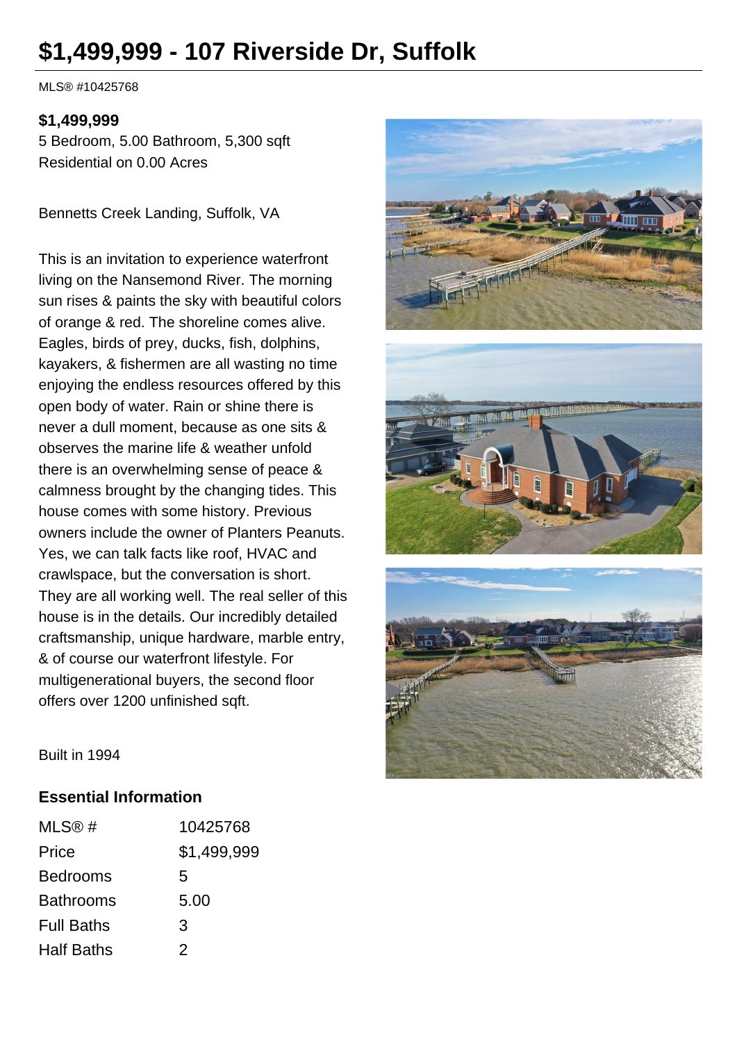# $1,499,999 - 107 Riverside Dr, Suffolk

MLS® #10425768

**$1,499,999**

5 Bedroom, 5.00 Bathroom, 5,300 sqft

Residential on 0.00 Acres

Bennetts Creek Landing, Suffolk, VA

This is an invitation to experience waterfront living on the Nansemond River. The morning sun rises & paints the sky with beautiful colors of orange & red. The shoreline comes alive. Eagles, birds of prey, ducks, fish, dolphins, kayakers, & fishermen are all wasting no time enjoying the endless resources offered by this open body of water. Rain or shine there is never a dull moment, because as one sits & observes the marine life & weather unfold there is an overwhelming sense of peace & calmness brought by the changing tides. This house comes with some history. Previous owners include the owner of Planters Peanuts. Yes, we can talk facts like roof, HVAC and crawlspace, but the conversation is short. They are all working well. The real seller of this house is in the details. Our incredibly detailed craftsmanship, unique hardware, marble entry, & of course our waterfront lifestyle. For multigenerational buyers, the second floor offers over 1200 unfinished sqft.

Built in 1994

## Essential Information

| | |
|---|---|
| MLS® # | 10425768 |
| Price | $1,499,999 |
| Bedrooms | 5 |
| Bathrooms | 5.00 |
| Full Baths | 3 |
| Half Baths | 2 |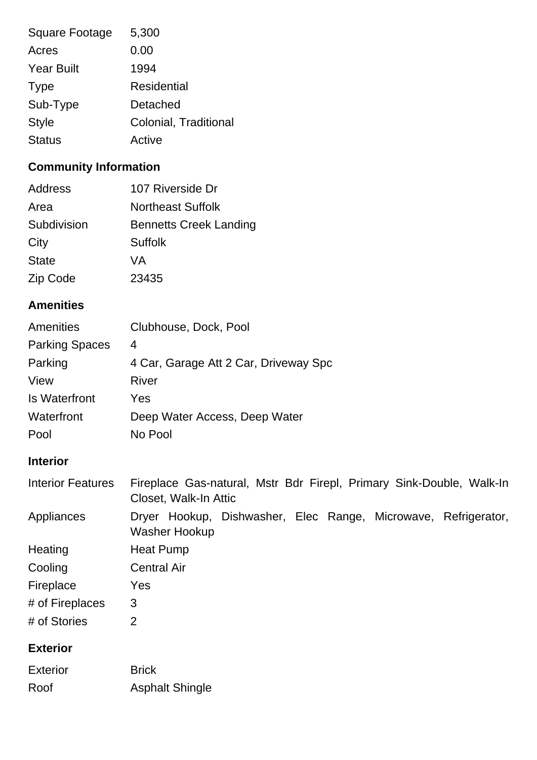| | |
|---|---|
| Square Footage | 5,300 |
| Acres | 0.00 |
| Year Built | 1994 |
| Type | Residential |
| Sub-Type | Detached |
| Style | Colonial, Traditional |
| Status | Active |

## Community Information

| | |
|---|---|
| Address | 107 Riverside Dr |
| Area | Northeast Suffolk |
| Subdivision | Bennetts Creek Landing |
| City | Suffolk |
| State | VA |
| Zip Code | 23435 |

## Amenities

| | |
|---|---|
| Amenities | Clubhouse, Dock, Pool |
| Parking Spaces | 4 |
| Parking | 4 Car, Garage Att 2 Car, Driveway Spc |
| View | River |
| Is Waterfront | Yes |
| Waterfront | Deep Water Access, Deep Water |
| Pool | No Pool |

## Interior

| | |
|---|---|
| Interior Features | Fireplace Gas-natural, Mstr Bdr Firepl, Primary Sink-Double, Walk-In Closet, Walk-In Attic |
| Appliances | Dryer Hookup, Dishwasher, Elec Range, Microwave, Refrigerator, Washer Hookup |
| Heating | Heat Pump |
| Cooling | Central Air |
| Fireplace | Yes |
| # of Fireplaces | 3 |
| # of Stories | 2 |

## Exterior

| | |
|---|---|
| Exterior | Brick |
| Roof | Asphalt Shingle |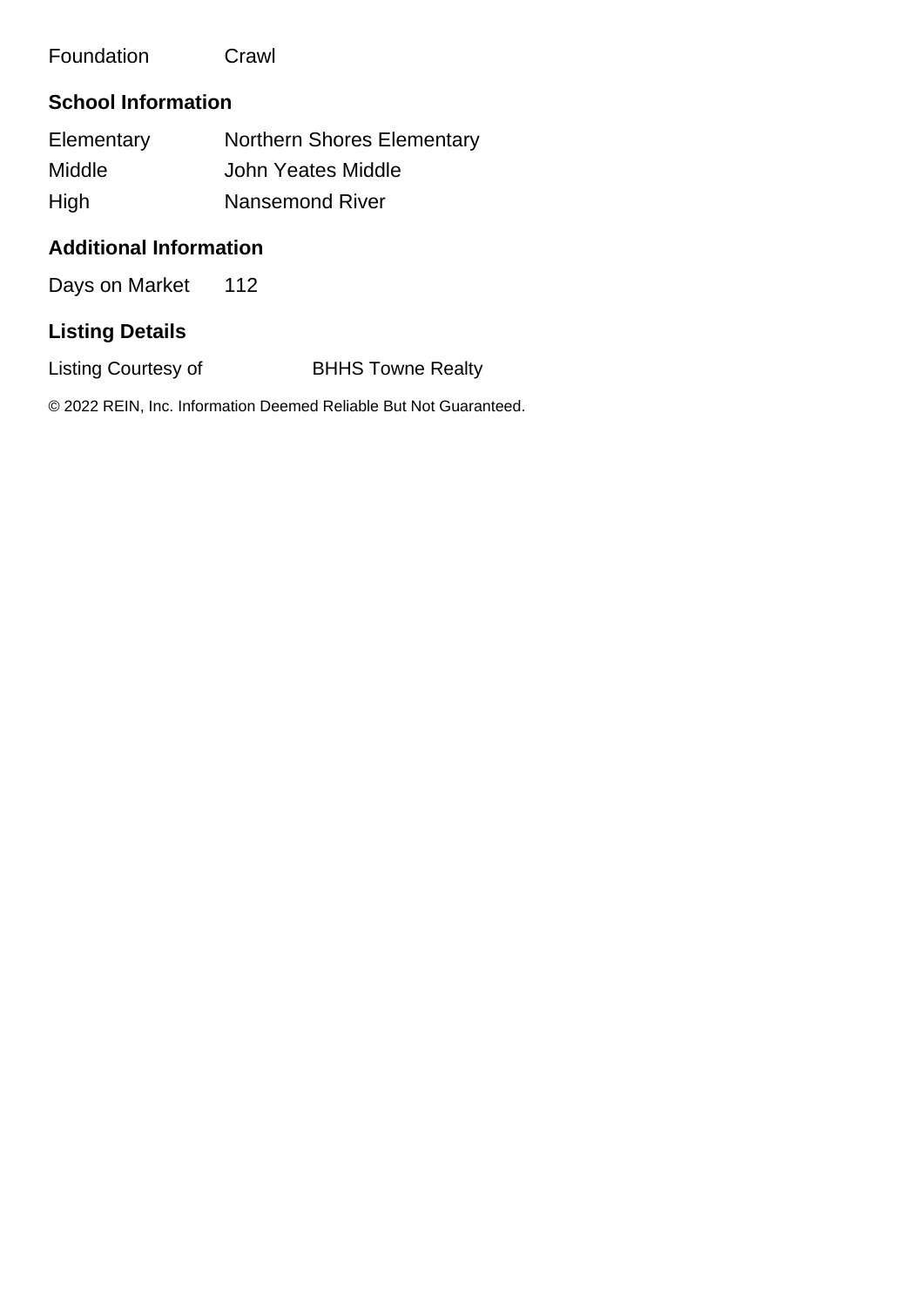| | |
|---|---|
| Foundation | Crawl |

## School Information

| | |
|---|---|
| Elementary | Northern Shores Elementary |
| Middle | John Yeates Middle |
| High | Nansemond River |

## Additional Information

| | |
|---|---|
| Days on Market | 112 |

## Listing Details

| | |
|---|---|
| Listing Courtesy of | BHHS Towne Realty |

© 2022 REIN, Inc. Information Deemed Reliable But Not Guaranteed.